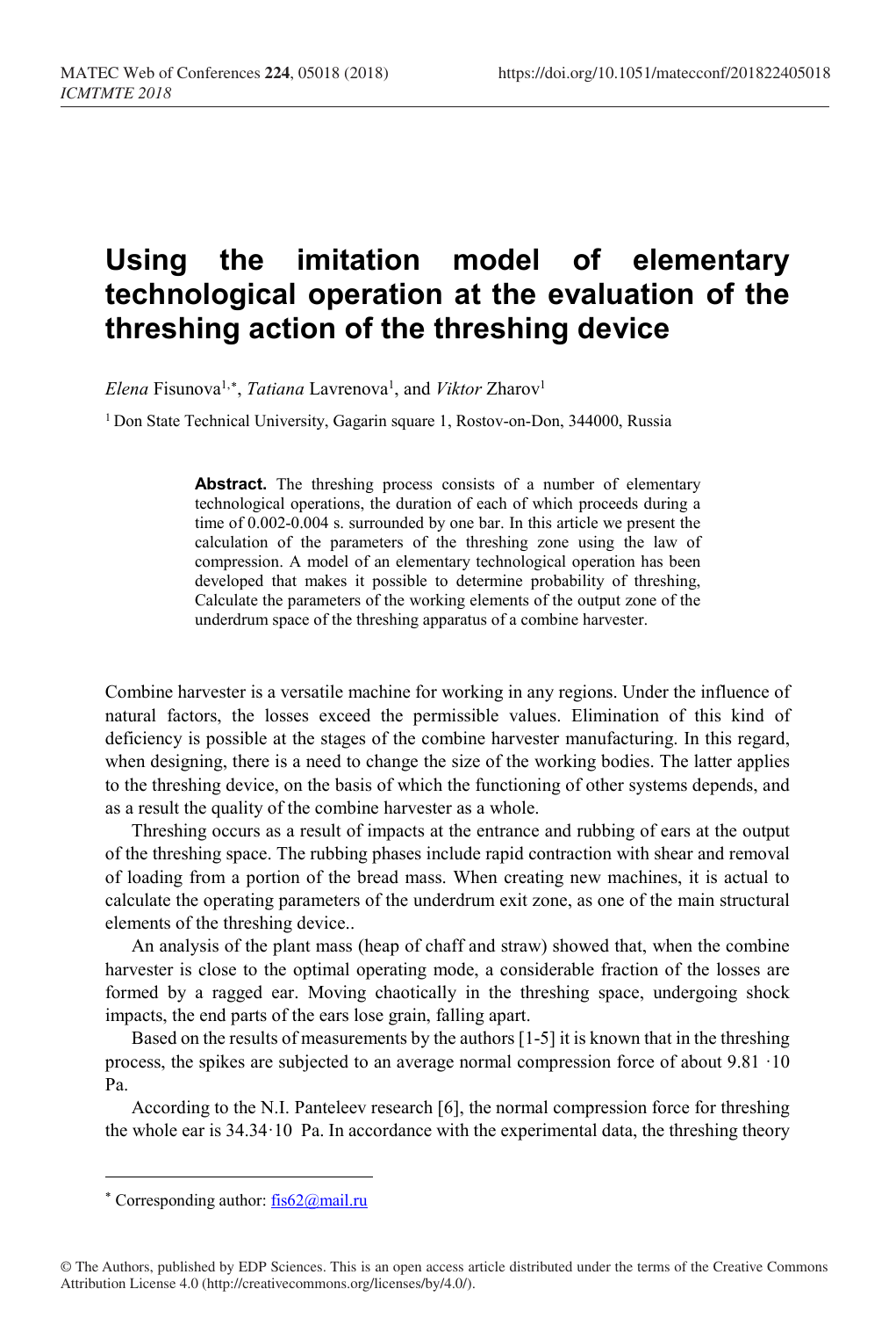# Using the imitation model of elementary technological operation at the evaluation of the threshing action of the threshing device

*Elena* Fisunova[1,*], *Tatiana* Lavrenova[1], and *Viktor* Zharov[1]

[1] Don State Technical University, Gagarin square 1, Rostov-on-Don, 344000, Russia

**Abstract.** The threshing process consists of a number of elementary technological operations, the duration of each of which proceeds during a time of 0.002-0.004 s. surrounded by one bar. In this article we present the calculation of the parameters of the threshing zone using the law of compression. A model of an elementary technological operation has been developed that makes it possible to determine probability of threshing, Calculate the parameters of the working elements of the output zone of the underdrum space of the threshing apparatus of a combine harvester.

Combine harvester is a versatile machine for working in any regions. Under the influence of natural factors, the losses exceed the permissible values. Elimination of this kind of deficiency is possible at the stages of the combine harvester manufacturing. In this regard, when designing, there is a need to change the size of the working bodies. The latter applies to the threshing device, on the basis of which the functioning of other systems depends, and as a result the quality of the combine harvester as a whole.

Threshing occurs as a result of impacts at the entrance and rubbing of ears at the output of the threshing space. The rubbing phases include rapid contraction with shear and removal of loading from a portion of the bread mass. When creating new machines, it is actual to calculate the operating parameters of the underdrum exit zone, as one of the main structural elements of the threshing device..

An analysis of the plant mass (heap of chaff and straw) showed that, when the combine harvester is close to the optimal operating mode, a considerable fraction of the losses are formed by a ragged ear. Moving chaotically in the threshing space, undergoing shock impacts, the end parts of the ears lose grain, falling apart.

Based on the results of measurements by the authors [1-5] it is known that in the threshing process, the spikes are subjected to an average normal compression force of about $9.81 \cdot 10$ Pa.

According to the N.I. Panteleev research [6], the normal compression force for threshing the whole ear is $34.34 \cdot 10$ Pa. In accordance with the experimental data, the threshing theory

---

* Corresponding author: fis62@mail.ru

© The Authors, published by EDP Sciences. This is an open access article distributed under the terms of the Creative Commons Attribution License 4.0 (http://creativecommons.org/licenses/by/4.0/).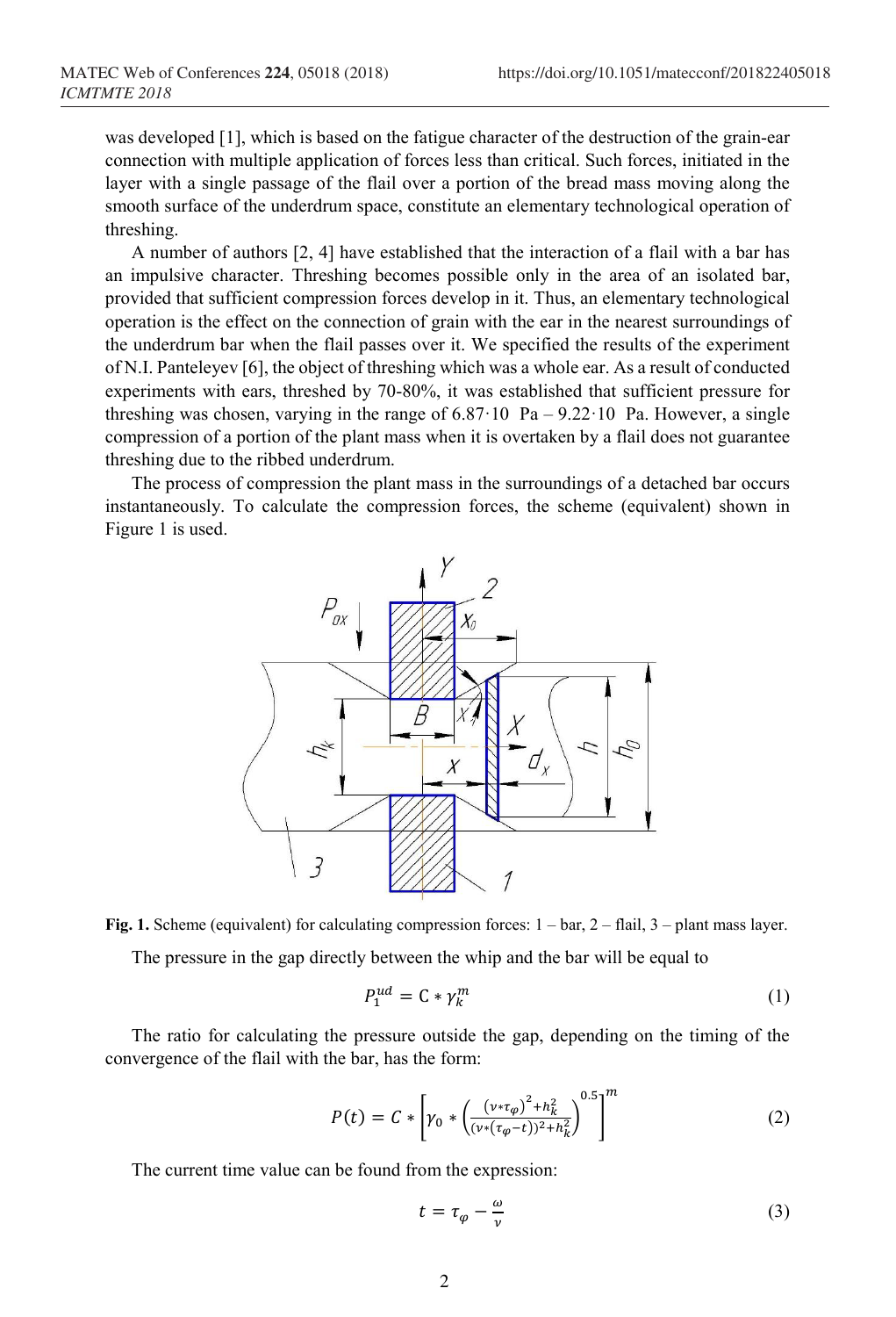was developed [1], which is based on the fatigue character of the destruction of the grain-ear connection with multiple application of forces less than critical. Such forces, initiated in the layer with a single passage of the flail over a portion of the bread mass moving along the smooth surface of the underdrum space, constitute an elementary technological operation of threshing.

A number of authors [2, 4] have established that the interaction of a flail with a bar has an impulsive character. Threshing becomes possible only in the area of an isolated bar, provided that sufficient compression forces develop in it. Thus, an elementary technological operation is the effect on the connection of grain with the ear in the nearest surroundings of the underdrum bar when the flail passes over it. We specified the results of the experiment of N.I. Panteleyev [6], the object of threshing which was a whole ear. As a result of conducted experiments with ears, threshed by 70-80%, it was established that sufficient pressure for threshing was chosen, varying in the range of 6.87·10 Pa – 9.22·10 Pa. However, a single compression of a portion of the plant mass when it is overtaken by a flail does not guarantee threshing due to the ribbed underdrum.

The process of compression the plant mass in the surroundings of a detached bar occurs instantaneously. To calculate the compression forces, the scheme (equivalent) shown in Figure 1 is used.

**Fig. 1.** Scheme (equivalent) for calculating compression forces: 1 – bar, 2 – flail, 3 – plant mass layer.

The pressure in the gap directly between the whip and the bar will be equal to

$$P_1^{ud} = C * \gamma_k^m \tag{1}$$

The ratio for calculating the pressure outside the gap, depending on the timing of the convergence of the flail with the bar, has the form:

$$P(t) = C * \left[\gamma_0 * \left(\frac{(\nu * \tau_\varphi)^2 + h_k^2}{(\nu * (\tau_\varphi - t))^2 + h_k^2}\right)^{0.5}\right]^m \tag{2}$$

The current time value can be found from the expression:

$$t = \tau_\varphi - \frac{\omega}{\nu} \tag{3}$$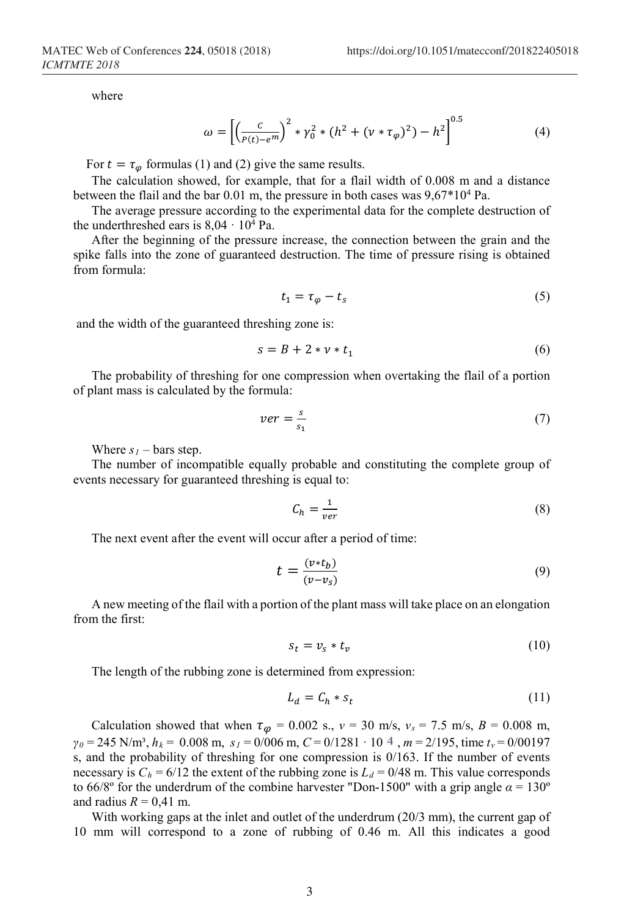where

$$\omega = \left[ \left( \frac{C}{P(t) - e^{m}} \right)^{2} * \gamma_0^2 * (h^2 + (v * \tau_\varphi)^2) - h^2 \right]^{0.5} \quad (4)$$

For $t = \tau_\varphi$ formulas (1) and (2) give the same results.

The calculation showed, for example, that for a flail width of 0.008 m and a distance between the flail and the bar 0.01 m, the pressure in both cases was $9{,}67*10^4$ Pa.

The average pressure according to the experimental data for the complete destruction of the underthreshed ears is $8{,}04 \cdot 10^4$ Pa.

After the beginning of the pressure increase, the connection between the grain and the spike falls into the zone of guaranteed destruction. The time of pressure rising is obtained from formula:

$$t_1 = \tau_\varphi - t_s \quad (5)$$

and the width of the guaranteed threshing zone is:

$$s = B + 2 * v * t_1 \quad (6)$$

The probability of threshing for one compression when overtaking the flail of a portion of plant mass is calculated by the formula:

$$ver = \frac{s}{s_1} \quad (7)$$

Where $s_1$ – bars step.

The number of incompatible equally probable and constituting the complete group of events necessary for guaranteed threshing is equal to:

$$C_h = \frac{1}{ver} \quad (8)$$

The next event after the event will occur after a period of time:

$$t = \frac{(v * t_b)}{(v - v_s)} \quad (9)$$

A new meeting of the flail with a portion of the plant mass will take place on an elongation from the first:

$$s_t = v_s * t_v \quad (10)$$

The length of the rubbing zone is determined from expression:

$$L_d = C_h * s_t \quad (11)$$

Calculation showed that when $\tau_\varphi = 0.002$ s., $v = 30$ m/s, $v_s = 7.5$ m/s, $B = 0.008$ m, $\gamma_0 = 245$ N/m³, $h_k = 0.008$ m, $s_1 = 0/006$ m, $C = 0/1281 \cdot 10^{4}$, $m = 2/195$, time $t_v = 0/00197$ s, and the probability of threshing for one compression is 0/163. If the number of events necessary is $C_h = 6/12$ the extent of the rubbing zone is $L_d = 0/48$ m. This value corresponds to 66/8º for the underdrum of the combine harvester "Don-1500" with a grip angle $\alpha = 130$º and radius $R = 0{,}41$ m.

With working gaps at the inlet and outlet of the underdrum (20/3 mm), the current gap of 10 mm will correspond to a zone of rubbing of 0.46 m. All this indicates a good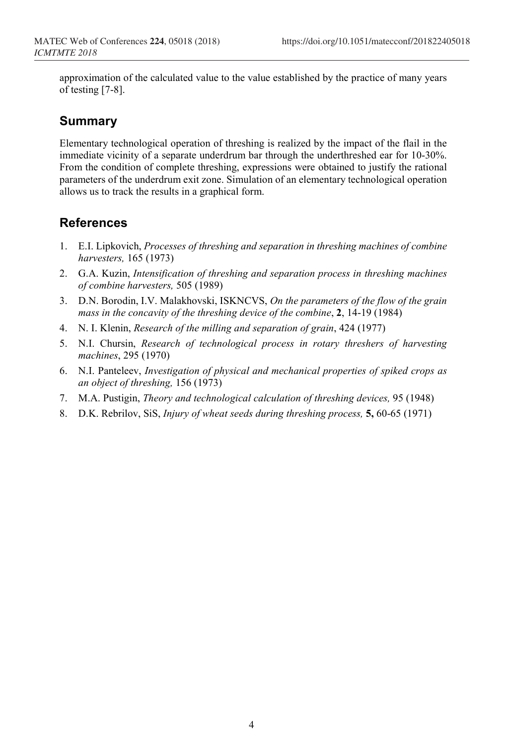approximation of the calculated value to the value established by the practice of many years of testing [7-8].

## Summary

Elementary technological operation of threshing is realized by the impact of the flail in the immediate vicinity of a separate underdrum bar through the underthreshed ear for 10-30%. From the condition of complete threshing, expressions were obtained to justify the rational parameters of the underdrum exit zone. Simulation of an elementary technological operation allows us to track the results in a graphical form.

## References

1. E.I. Lipkovich, *Processes of threshing and separation in threshing machines of combine harvesters,* 165 (1973)
2. G.A. Kuzin, *Intensification of threshing and separation process in threshing machines of combine harvesters,* 505 (1989)
3. D.N. Borodin, I.V. Malakhovski, ISKNCVS, *On the parameters of the flow of the grain mass in the concavity of the threshing device of the combine*, **2**, 14-19 (1984)
4. N. I. Klenin, *Research of the milling and separation of grain*, 424 (1977)
5. N.I. Chursin, *Research of technological process in rotary threshers of harvesting machines*, 295 (1970)
6. N.I. Panteleev, *Investigation of physical and mechanical properties of spiked crops as an object of threshing,* 156 (1973)
7. M.A. Pustigin, *Theory and technological calculation of threshing devices,* 95 (1948)
8. D.K. Rebrilov, SiS, *Injury of wheat seeds during threshing process,* **5,** 60-65 (1971)